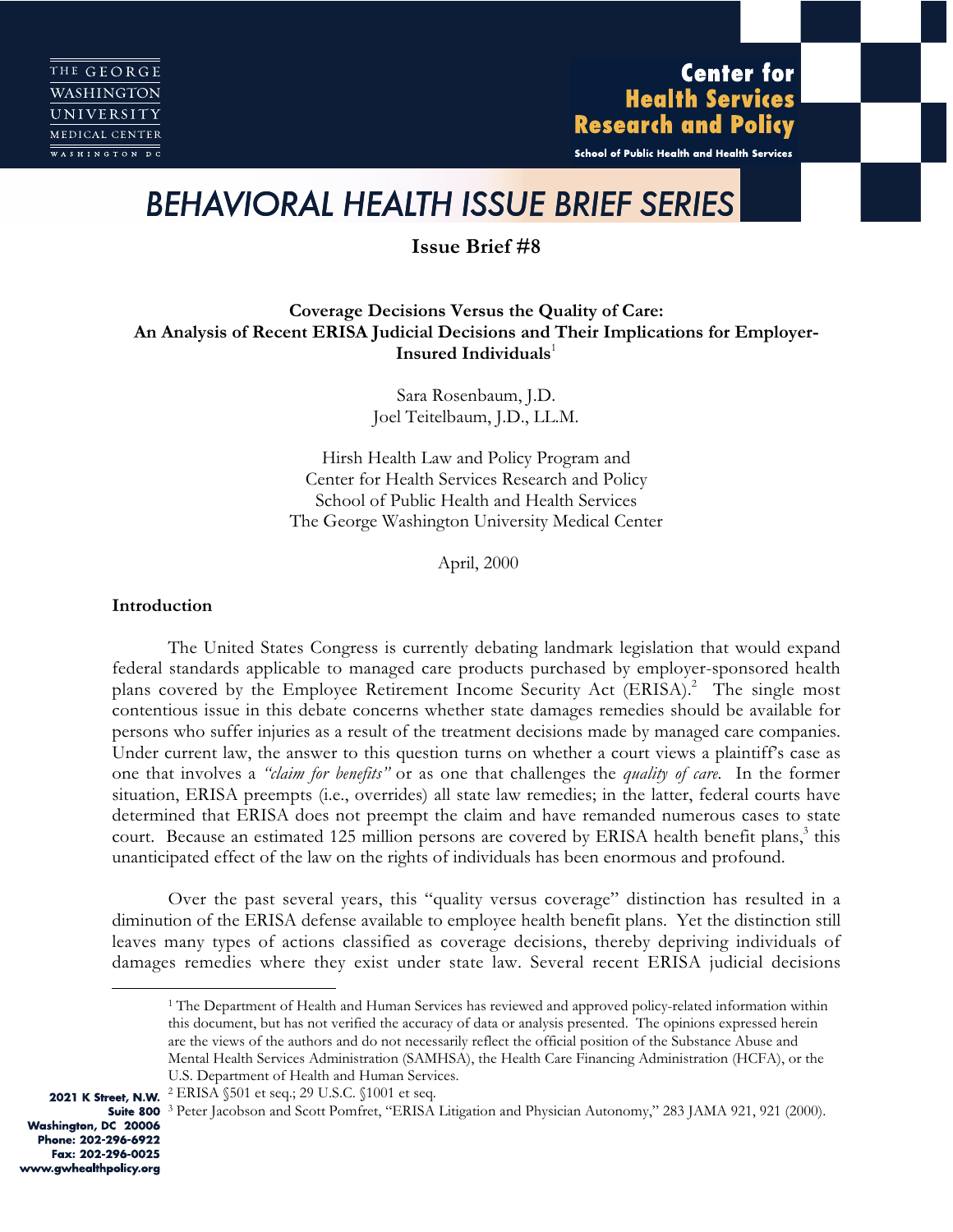THE GEORGE WASHINGTON UNIVERSITY MEDICAL CENTER
WASHINGTON DC

**Center for Health Services Research and Policy**
School of Public Health and Health Services

# BEHAVIORAL HEALTH ISSUE BRIEF SERIES

**Issue Brief #8**

## Coverage Decisions Versus the Quality of Care: An Analysis of Recent ERISA Judicial Decisions and Their Implications for Employer-Insured Individuals[1]

Sara Rosenbaum, J.D.
Joel Teitelbaum, J.D., LL.M.

Hirsh Health Law and Policy Program and
Center for Health Services Research and Policy
School of Public Health and Health Services
The George Washington University Medical Center

April, 2000

### Introduction

The United States Congress is currently debating landmark legislation that would expand federal standards applicable to managed care products purchased by employer-sponsored health plans covered by the Employee Retirement Income Security Act (ERISA).[2] The single most contentious issue in this debate concerns whether state damages remedies should be available for persons who suffer injuries as a result of the treatment decisions made by managed care companies. Under current law, the answer to this question turns on whether a court views a plaintiff's case as one that involves a *"claim for benefits"* or as one that challenges the *quality of care.* In the former situation, ERISA preempts (i.e., overrides) all state law remedies; in the latter, federal courts have determined that ERISA does not preempt the claim and have remanded numerous cases to state court. Because an estimated 125 million persons are covered by ERISA health benefit plans,[3] this unanticipated effect of the law on the rights of individuals has been enormous and profound.

Over the past several years, this "quality versus coverage" distinction has resulted in a diminution of the ERISA defense available to employee health benefit plans. Yet the distinction still leaves many types of actions classified as coverage decisions, thereby depriving individuals of damages remedies where they exist under state law. Several recent ERISA judicial decisions

[1] The Department of Health and Human Services has reviewed and approved policy-related information within this document, but has not verified the accuracy of data or analysis presented. The opinions expressed herein are the views of the authors and do not necessarily reflect the official position of the Substance Abuse and Mental Health Services Administration (SAMHSA), the Health Care Financing Administration (HCFA), or the U.S. Department of Health and Human Services.

[2] ERISA §501 et seq.; 29 U.S.C. §1001 et seq.

[3] Peter Jacobson and Scott Pomfret, "ERISA Litigation and Physician Autonomy," 283 JAMA 921, 921 (2000).

2021 K Street, N.W.
Suite 800
Washington, DC 20006
Phone: 202-296-6922
Fax: 202-296-0025
www.gwhealthpolicy.org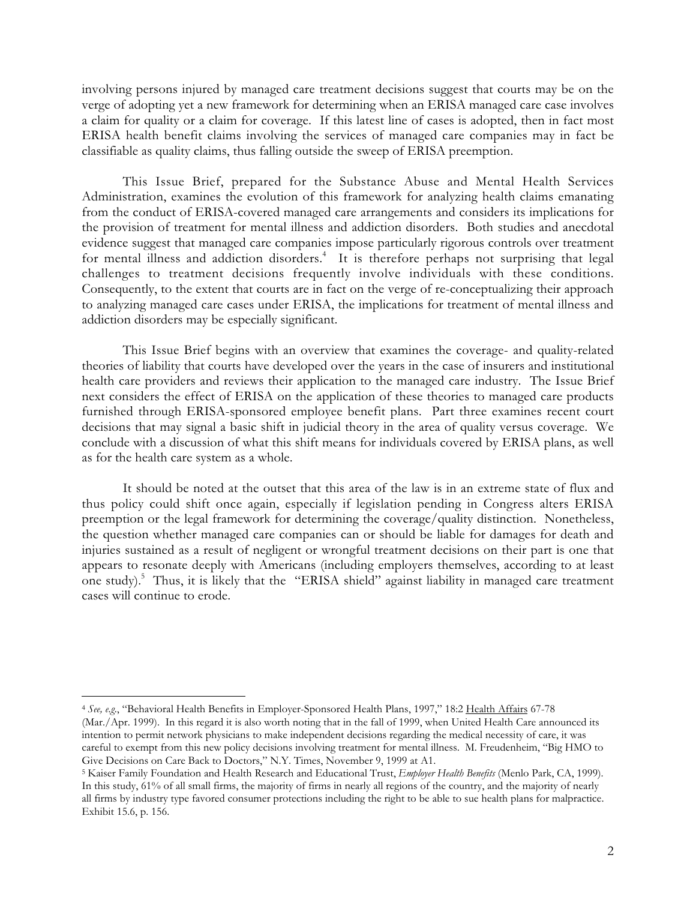involving persons injured by managed care treatment decisions suggest that courts may be on the verge of adopting yet a new framework for determining when an ERISA managed care case involves a claim for quality or a claim for coverage. If this latest line of cases is adopted, then in fact most ERISA health benefit claims involving the services of managed care companies may in fact be classifiable as quality claims, thus falling outside the sweep of ERISA preemption.

This Issue Brief, prepared for the Substance Abuse and Mental Health Services Administration, examines the evolution of this framework for analyzing health claims emanating from the conduct of ERISA-covered managed care arrangements and considers its implications for the provision of treatment for mental illness and addiction disorders. Both studies and anecdotal evidence suggest that managed care companies impose particularly rigorous controls over treatment for mental illness and addiction disorders.[4] It is therefore perhaps not surprising that legal challenges to treatment decisions frequently involve individuals with these conditions. Consequently, to the extent that courts are in fact on the verge of re-conceptualizing their approach to analyzing managed care cases under ERISA, the implications for treatment of mental illness and addiction disorders may be especially significant.

This Issue Brief begins with an overview that examines the coverage- and quality-related theories of liability that courts have developed over the years in the case of insurers and institutional health care providers and reviews their application to the managed care industry. The Issue Brief next considers the effect of ERISA on the application of these theories to managed care products furnished through ERISA-sponsored employee benefit plans. Part three examines recent court decisions that may signal a basic shift in judicial theory in the area of quality versus coverage. We conclude with a discussion of what this shift means for individuals covered by ERISA plans, as well as for the health care system as a whole.

It should be noted at the outset that this area of the law is in an extreme state of flux and thus policy could shift once again, especially if legislation pending in Congress alters ERISA preemption or the legal framework for determining the coverage/quality distinction. Nonetheless, the question whether managed care companies can or should be liable for damages for death and injuries sustained as a result of negligent or wrongful treatment decisions on their part is one that appears to resonate deeply with Americans (including employers themselves, according to at least one study).[5] Thus, it is likely that the "ERISA shield" against liability in managed care treatment cases will continue to erode.

---

[4] *See, e.g.*, "Behavioral Health Benefits in Employer-Sponsored Health Plans, 1997," 18:2 Health Affairs 67-78 (Mar./Apr. 1999). In this regard it is also worth noting that in the fall of 1999, when United Health Care announced its intention to permit network physicians to make independent decisions regarding the medical necessity of care, it was careful to exempt from this new policy decisions involving treatment for mental illness. M. Freudenheim, "Big HMO to Give Decisions on Care Back to Doctors," N.Y. Times, November 9, 1999 at A1.

[5] Kaiser Family Foundation and Health Research and Educational Trust, *Employer Health Benefits* (Menlo Park, CA, 1999). In this study, 61% of all small firms, the majority of firms in nearly all regions of the country, and the majority of nearly all firms by industry type favored consumer protections including the right to be able to sue health plans for malpractice. Exhibit 15.6, p. 156.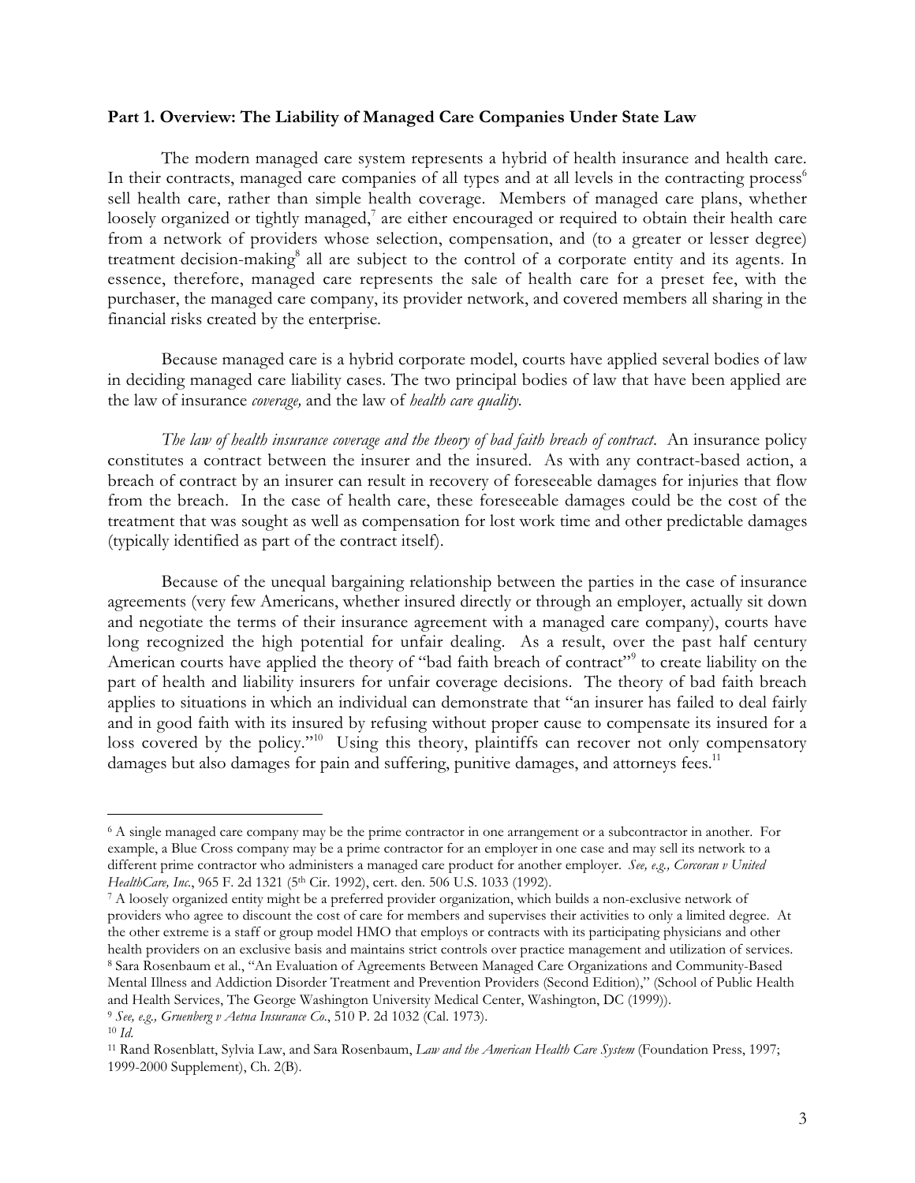**Part 1. Overview: The Liability of Managed Care Companies Under State Law**

The modern managed care system represents a hybrid of health insurance and health care. In their contracts, managed care companies of all types and at all levels in the contracting process[6] sell health care, rather than simple health coverage. Members of managed care plans, whether loosely organized or tightly managed,[7] are either encouraged or required to obtain their health care from a network of providers whose selection, compensation, and (to a greater or lesser degree) treatment decision-making[8] all are subject to the control of a corporate entity and its agents. In essence, therefore, managed care represents the sale of health care for a preset fee, with the purchaser, the managed care company, its provider network, and covered members all sharing in the financial risks created by the enterprise.

Because managed care is a hybrid corporate model, courts have applied several bodies of law in deciding managed care liability cases. The two principal bodies of law that have been applied are the law of insurance *coverage,* and the law of *health care quality.*

*The law of health insurance coverage and the theory of bad faith breach of contract.* An insurance policy constitutes a contract between the insurer and the insured. As with any contract-based action, a breach of contract by an insurer can result in recovery of foreseeable damages for injuries that flow from the breach. In the case of health care, these foreseeable damages could be the cost of the treatment that was sought as well as compensation for lost work time and other predictable damages (typically identified as part of the contract itself).

Because of the unequal bargaining relationship between the parties in the case of insurance agreements (very few Americans, whether insured directly or through an employer, actually sit down and negotiate the terms of their insurance agreement with a managed care company), courts have long recognized the high potential for unfair dealing. As a result, over the past half century American courts have applied the theory of "bad faith breach of contract"[9] to create liability on the part of health and liability insurers for unfair coverage decisions. The theory of bad faith breach applies to situations in which an individual can demonstrate that "an insurer has failed to deal fairly and in good faith with its insured by refusing without proper cause to compensate its insured for a loss covered by the policy."[10] Using this theory, plaintiffs can recover not only compensatory damages but also damages for pain and suffering, punitive damages, and attorneys fees.[11]

---

[6] A single managed care company may be the prime contractor in one arrangement or a subcontractor in another. For example, a Blue Cross company may be a prime contractor for an employer in one case and may sell its network to a different prime contractor who administers a managed care product for another employer. *See, e.g., Corcoran v United HealthCare, Inc.*, 965 F. 2d 1321 (5th Cir. 1992), cert. den. 506 U.S. 1033 (1992).

[7] A loosely organized entity might be a preferred provider organization, which builds a non-exclusive network of providers who agree to discount the cost of care for members and supervises their activities to only a limited degree. At the other extreme is a staff or group model HMO that employs or contracts with its participating physicians and other health providers on an exclusive basis and maintains strict controls over practice management and utilization of services.

[8] Sara Rosenbaum et al., "An Evaluation of Agreements Between Managed Care Organizations and Community-Based Mental Illness and Addiction Disorder Treatment and Prevention Providers (Second Edition)," (School of Public Health and Health Services, The George Washington University Medical Center, Washington, DC (1999)).

[9] *See, e.g., Gruenberg v Aetna Insurance Co.*, 510 P. 2d 1032 (Cal. 1973).

[10] *Id.*

[11] Rand Rosenblatt, Sylvia Law, and Sara Rosenbaum, *Law and the American Health Care System* (Foundation Press, 1997; 1999-2000 Supplement), Ch. 2(B).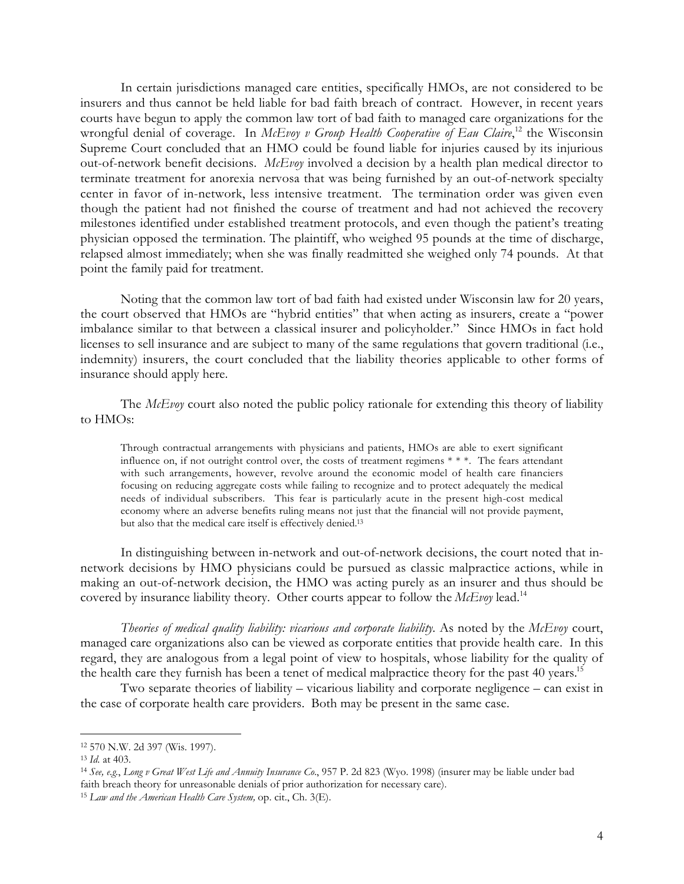In certain jurisdictions managed care entities, specifically HMOs, are not considered to be insurers and thus cannot be held liable for bad faith breach of contract. However, in recent years courts have begun to apply the common law tort of bad faith to managed care organizations for the wrongful denial of coverage. In *McEvoy v Group Health Cooperative of Eau Claire*,[12] the Wisconsin Supreme Court concluded that an HMO could be found liable for injuries caused by its injurious out-of-network benefit decisions. *McEvoy* involved a decision by a health plan medical director to terminate treatment for anorexia nervosa that was being furnished by an out-of-network specialty center in favor of in-network, less intensive treatment. The termination order was given even though the patient had not finished the course of treatment and had not achieved the recovery milestones identified under established treatment protocols, and even though the patient's treating physician opposed the termination. The plaintiff, who weighed 95 pounds at the time of discharge, relapsed almost immediately; when she was finally readmitted she weighed only 74 pounds. At that point the family paid for treatment.

Noting that the common law tort of bad faith had existed under Wisconsin law for 20 years, the court observed that HMOs are "hybrid entities" that when acting as insurers, create a "power imbalance similar to that between a classical insurer and policyholder." Since HMOs in fact hold licenses to sell insurance and are subject to many of the same regulations that govern traditional (i.e., indemnity) insurers, the court concluded that the liability theories applicable to other forms of insurance should apply here.

The *McEvoy* court also noted the public policy rationale for extending this theory of liability to HMOs:

> Through contractual arrangements with physicians and patients, HMOs are able to exert significant influence on, if not outright control over, the costs of treatment regimens * * *. The fears attendant with such arrangements, however, revolve around the economic model of health care financiers focusing on reducing aggregate costs while failing to recognize and to protect adequately the medical needs of individual subscribers. This fear is particularly acute in the present high-cost medical economy where an adverse benefits ruling means not just that the financial will not provide payment, but also that the medical care itself is effectively denied.[13]

In distinguishing between in-network and out-of-network decisions, the court noted that in-network decisions by HMO physicians could be pursued as classic malpractice actions, while in making an out-of-network decision, the HMO was acting purely as an insurer and thus should be covered by insurance liability theory. Other courts appear to follow the *McEvoy* lead.[14]

*Theories of medical quality liability: vicarious and corporate liability.* As noted by the *McEvoy* court, managed care organizations also can be viewed as corporate entities that provide health care. In this regard, they are analogous from a legal point of view to hospitals, whose liability for the quality of the health care they furnish has been a tenet of medical malpractice theory for the past 40 years.[15]

Two separate theories of liability – vicarious liability and corporate negligence – can exist in the case of corporate health care providers. Both may be present in the same case.

---

[12] 570 N.W. 2d 397 (Wis. 1997).

[13] *Id.* at 403.

[14] *See, e.g.*, *Long v Great West Life and Annuity Insurance Co*., 957 P. 2d 823 (Wyo. 1998) (insurer may be liable under bad faith breach theory for unreasonable denials of prior authorization for necessary care).

[15] *Law and the American Health Care System,* op. cit., Ch. 3(E).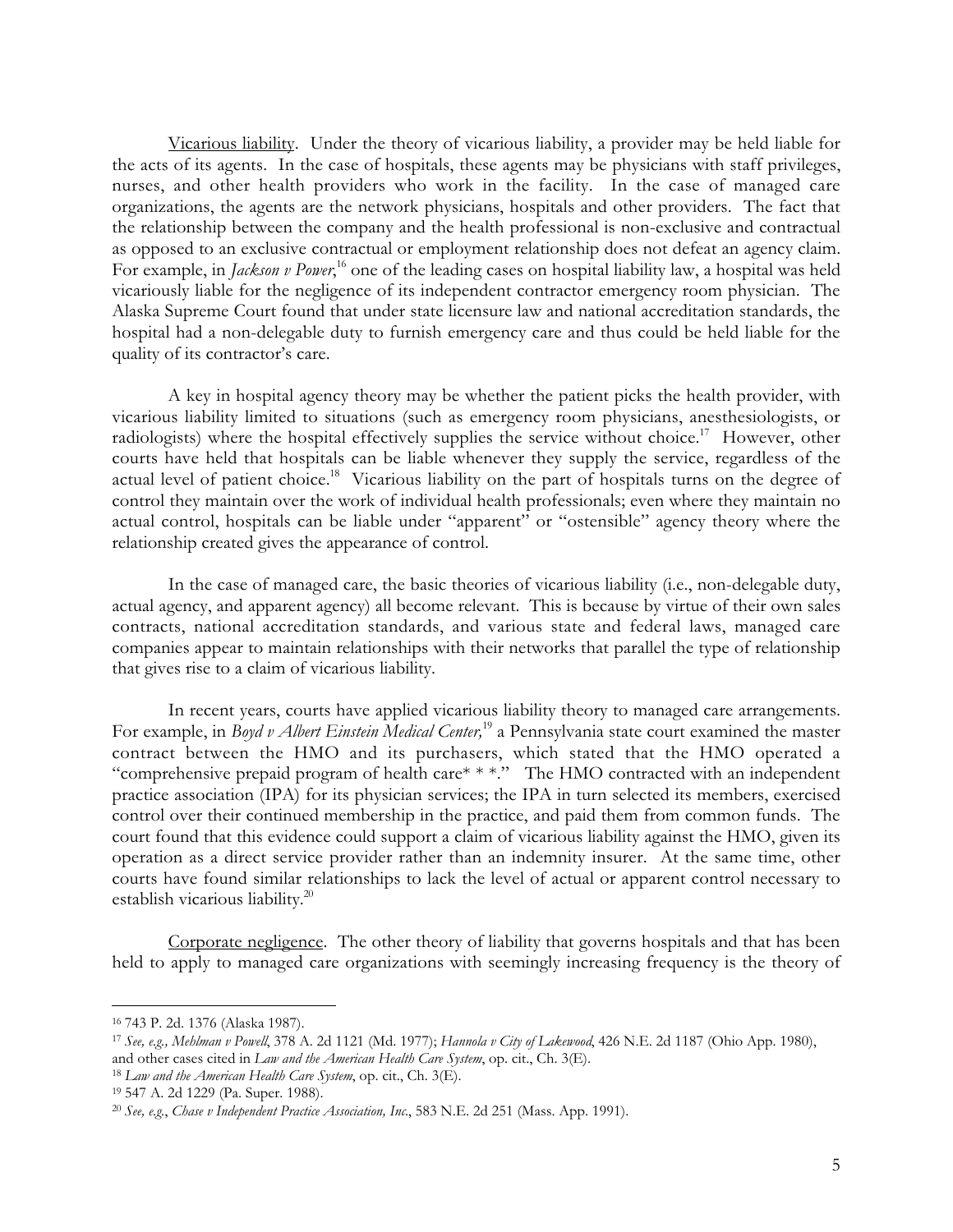Vicarious liability. Under the theory of vicarious liability, a provider may be held liable for the acts of its agents. In the case of hospitals, these agents may be physicians with staff privileges, nurses, and other health providers who work in the facility. In the case of managed care organizations, the agents are the network physicians, hospitals and other providers. The fact that the relationship between the company and the health professional is non-exclusive and contractual as opposed to an exclusive contractual or employment relationship does not defeat an agency claim. For example, in *Jackson v Power*,[16] one of the leading cases on hospital liability law, a hospital was held vicariously liable for the negligence of its independent contractor emergency room physician. The Alaska Supreme Court found that under state licensure law and national accreditation standards, the hospital had a non-delegable duty to furnish emergency care and thus could be held liable for the quality of its contractor's care.

A key in hospital agency theory may be whether the patient picks the health provider, with vicarious liability limited to situations (such as emergency room physicians, anesthesiologists, or radiologists) where the hospital effectively supplies the service without choice.[17] However, other courts have held that hospitals can be liable whenever they supply the service, regardless of the actual level of patient choice.[18] Vicarious liability on the part of hospitals turns on the degree of control they maintain over the work of individual health professionals; even where they maintain no actual control, hospitals can be liable under "apparent" or "ostensible" agency theory where the relationship created gives the appearance of control.

In the case of managed care, the basic theories of vicarious liability (i.e., non-delegable duty, actual agency, and apparent agency) all become relevant. This is because by virtue of their own sales contracts, national accreditation standards, and various state and federal laws, managed care companies appear to maintain relationships with their networks that parallel the type of relationship that gives rise to a claim of vicarious liability.

In recent years, courts have applied vicarious liability theory to managed care arrangements. For example, in *Boyd v Albert Einstein Medical Center,*[19] a Pennsylvania state court examined the master contract between the HMO and its purchasers, which stated that the HMO operated a "comprehensive prepaid program of health care* * *." The HMO contracted with an independent practice association (IPA) for its physician services; the IPA in turn selected its members, exercised control over their continued membership in the practice, and paid them from common funds. The court found that this evidence could support a claim of vicarious liability against the HMO, given its operation as a direct service provider rather than an indemnity insurer. At the same time, other courts have found similar relationships to lack the level of actual or apparent control necessary to establish vicarious liability.[20]

Corporate negligence. The other theory of liability that governs hospitals and that has been held to apply to managed care organizations with seemingly increasing frequency is the theory of

---

[16] 743 P. 2d. 1376 (Alaska 1987).

[17] *See, e.g., Mehlman v Powell*, 378 A. 2d 1121 (Md. 1977); *Hannola v City of Lakewood*, 426 N.E. 2d 1187 (Ohio App. 1980), and other cases cited in *Law and the American Health Care System*, op. cit., Ch. 3(E).

[18] *Law and the American Health Care System*, op. cit., Ch. 3(E).

[19] 547 A. 2d 1229 (Pa. Super. 1988).

[20] *See, e.g.*, *Chase v Independent Practice Association, Inc.*, 583 N.E. 2d 251 (Mass. App. 1991).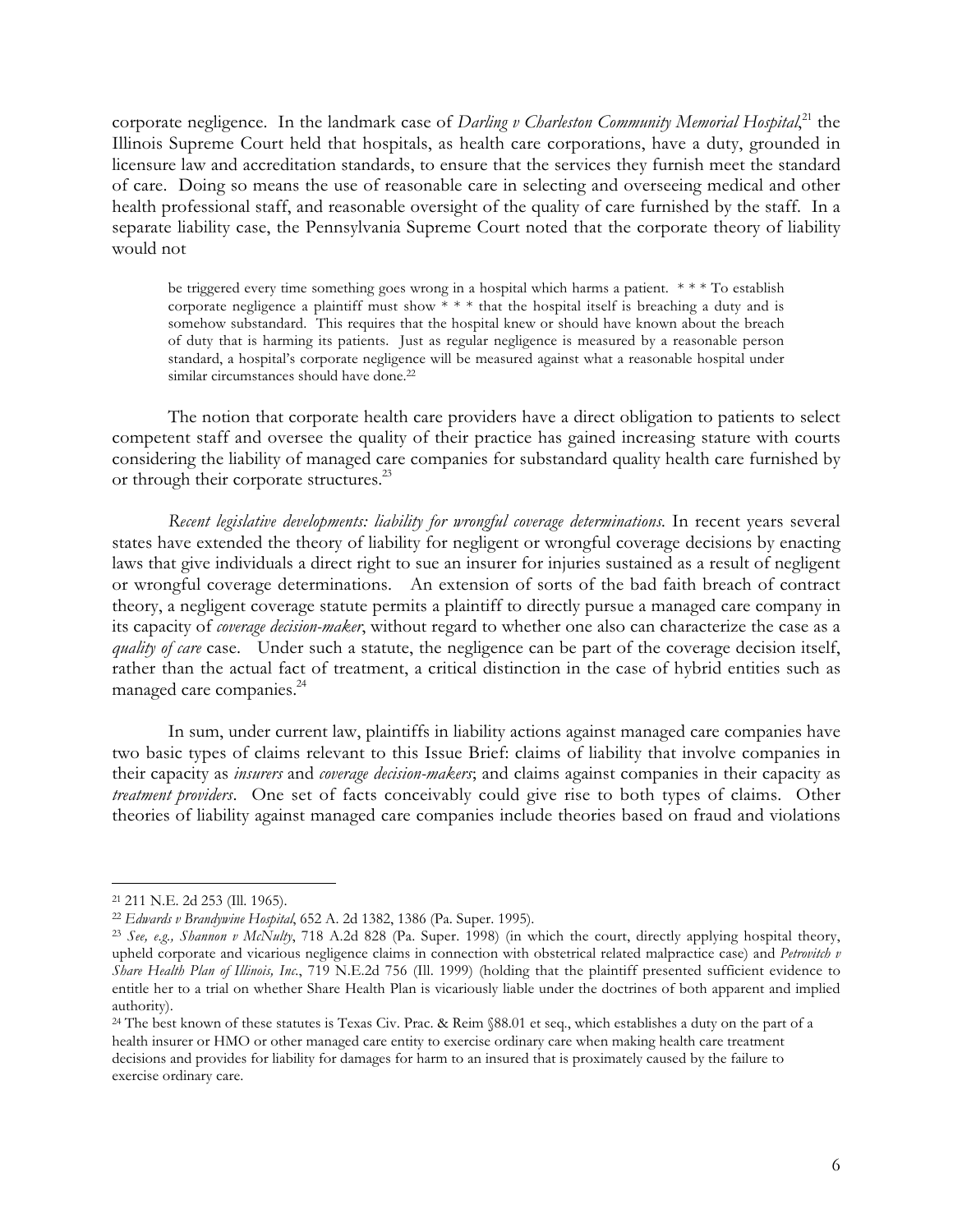corporate negligence. In the landmark case of *Darling v Charleston Community Memorial Hospital*,[21] the Illinois Supreme Court held that hospitals, as health care corporations, have a duty, grounded in licensure law and accreditation standards, to ensure that the services they furnish meet the standard of care. Doing so means the use of reasonable care in selecting and overseeing medical and other health professional staff, and reasonable oversight of the quality of care furnished by the staff. In a separate liability case, the Pennsylvania Supreme Court noted that the corporate theory of liability would not

> be triggered every time something goes wrong in a hospital which harms a patient. * * * To establish corporate negligence a plaintiff must show * * * that the hospital itself is breaching a duty and is somehow substandard. This requires that the hospital knew or should have known about the breach of duty that is harming its patients. Just as regular negligence is measured by a reasonable person standard, a hospital's corporate negligence will be measured against what a reasonable hospital under similar circumstances should have done.[22]

The notion that corporate health care providers have a direct obligation to patients to select competent staff and oversee the quality of their practice has gained increasing stature with courts considering the liability of managed care companies for substandard quality health care furnished by or through their corporate structures.[23]

*Recent legislative developments: liability for wrongful coverage determinations*. In recent years several states have extended the theory of liability for negligent or wrongful coverage decisions by enacting laws that give individuals a direct right to sue an insurer for injuries sustained as a result of negligent or wrongful coverage determinations. An extension of sorts of the bad faith breach of contract theory, a negligent coverage statute permits a plaintiff to directly pursue a managed care company in its capacity of *coverage decision-maker*, without regard to whether one also can characterize the case as a *quality of care* case. Under such a statute, the negligence can be part of the coverage decision itself, rather than the actual fact of treatment, a critical distinction in the case of hybrid entities such as managed care companies.[24]

In sum, under current law, plaintiffs in liability actions against managed care companies have two basic types of claims relevant to this Issue Brief: claims of liability that involve companies in their capacity as *insurers* and *coverage decision-makers*; and claims against companies in their capacity as *treatment providers*. One set of facts conceivably could give rise to both types of claims. Other theories of liability against managed care companies include theories based on fraud and violations

---

[21] 211 N.E. 2d 253 (Ill. 1965).

[22] *Edwards v Brandywine Hospital*, 652 A. 2d 1382, 1386 (Pa. Super. 1995).

[23] *See, e.g., Shannon v McNulty*, 718 A.2d 828 (Pa. Super. 1998) (in which the court, directly applying hospital theory, upheld corporate and vicarious negligence claims in connection with obstetrical related malpractice case) and *Petrovitch v Share Health Plan of Illinois, Inc.*, 719 N.E.2d 756 (Ill. 1999) (holding that the plaintiff presented sufficient evidence to entitle her to a trial on whether Share Health Plan is vicariously liable under the doctrines of both apparent and implied authority).

[24] The best known of these statutes is Texas Civ. Prac. & Reim §88.01 et seq., which establishes a duty on the part of a health insurer or HMO or other managed care entity to exercise ordinary care when making health care treatment decisions and provides for liability for damages for harm to an insured that is proximately caused by the failure to exercise ordinary care.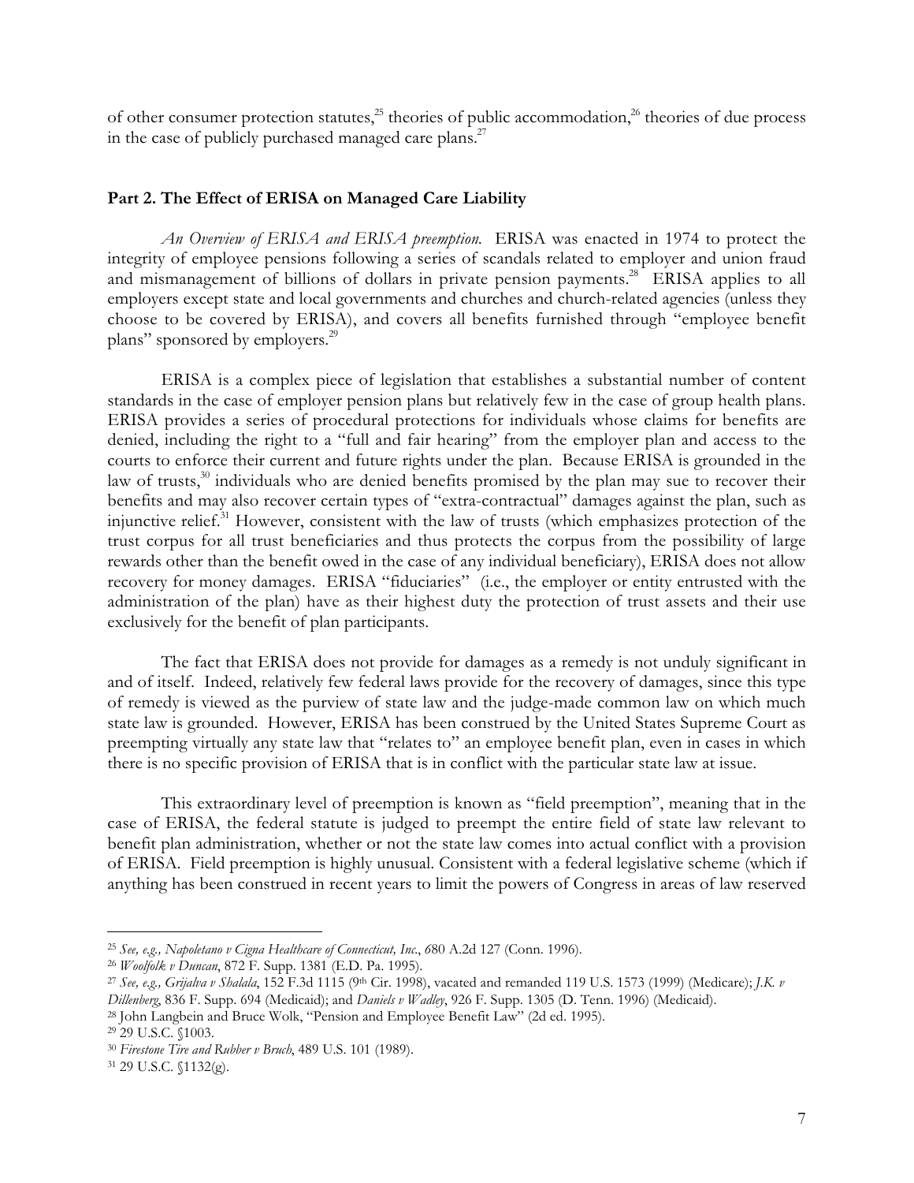of other consumer protection statutes,[25] theories of public accommodation,[26] theories of due process in the case of publicly purchased managed care plans.[27]

## Part 2. The Effect of ERISA on Managed Care Liability

*An Overview of ERISA and ERISA preemption.* ERISA was enacted in 1974 to protect the integrity of employee pensions following a series of scandals related to employer and union fraud and mismanagement of billions of dollars in private pension payments.[28] ERISA applies to all employers except state and local governments and churches and church-related agencies (unless they choose to be covered by ERISA), and covers all benefits furnished through "employee benefit plans" sponsored by employers.[29]

ERISA is a complex piece of legislation that establishes a substantial number of content standards in the case of employer pension plans but relatively few in the case of group health plans. ERISA provides a series of procedural protections for individuals whose claims for benefits are denied, including the right to a "full and fair hearing" from the employer plan and access to the courts to enforce their current and future rights under the plan. Because ERISA is grounded in the law of trusts,[30] individuals who are denied benefits promised by the plan may sue to recover their benefits and may also recover certain types of "extra-contractual" damages against the plan, such as injunctive relief.[31] However, consistent with the law of trusts (which emphasizes protection of the trust corpus for all trust beneficiaries and thus protects the corpus from the possibility of large rewards other than the benefit owed in the case of any individual beneficiary), ERISA does not allow recovery for money damages. ERISA "fiduciaries" (i.e., the employer or entity entrusted with the administration of the plan) have as their highest duty the protection of trust assets and their use exclusively for the benefit of plan participants.

The fact that ERISA does not provide for damages as a remedy is not unduly significant in and of itself. Indeed, relatively few federal laws provide for the recovery of damages, since this type of remedy is viewed as the purview of state law and the judge-made common law on which much state law is grounded. However, ERISA has been construed by the United States Supreme Court as preempting virtually any state law that "relates to" an employee benefit plan, even in cases in which there is no specific provision of ERISA that is in conflict with the particular state law at issue.

This extraordinary level of preemption is known as "field preemption", meaning that in the case of ERISA, the federal statute is judged to preempt the entire field of state law relevant to benefit plan administration, whether or not the state law comes into actual conflict with a provision of ERISA. Field preemption is highly unusual. Consistent with a federal legislative scheme (which if anything has been construed in recent years to limit the powers of Congress in areas of law reserved

---

[25] *See, e.g., Napoletano v Cigna Healthcare of Connecticut, Inc.*, 680 A.2d 127 (Conn. 1996).

[26] *Woolfolk v Duncan*, 872 F. Supp. 1381 (E.D. Pa. 1995).

[27] *See, e.g., Grijalva v Shalala*, 152 F.3d 1115 (9th Cir. 1998), vacated and remanded 119 U.S. 1573 (1999) (Medicare); *J.K. v Dillenberg*, 836 F. Supp. 694 (Medicaid); and *Daniels v Wadley*, 926 F. Supp. 1305 (D. Tenn. 1996) (Medicaid).

[28] John Langbein and Bruce Wolk, "Pension and Employee Benefit Law" (2d ed. 1995).

[29] 29 U.S.C. §1003.

[30] *Firestone Tire and Rubber v Bruch*, 489 U.S. 101 (1989).

[31] 29 U.S.C. §1132(g).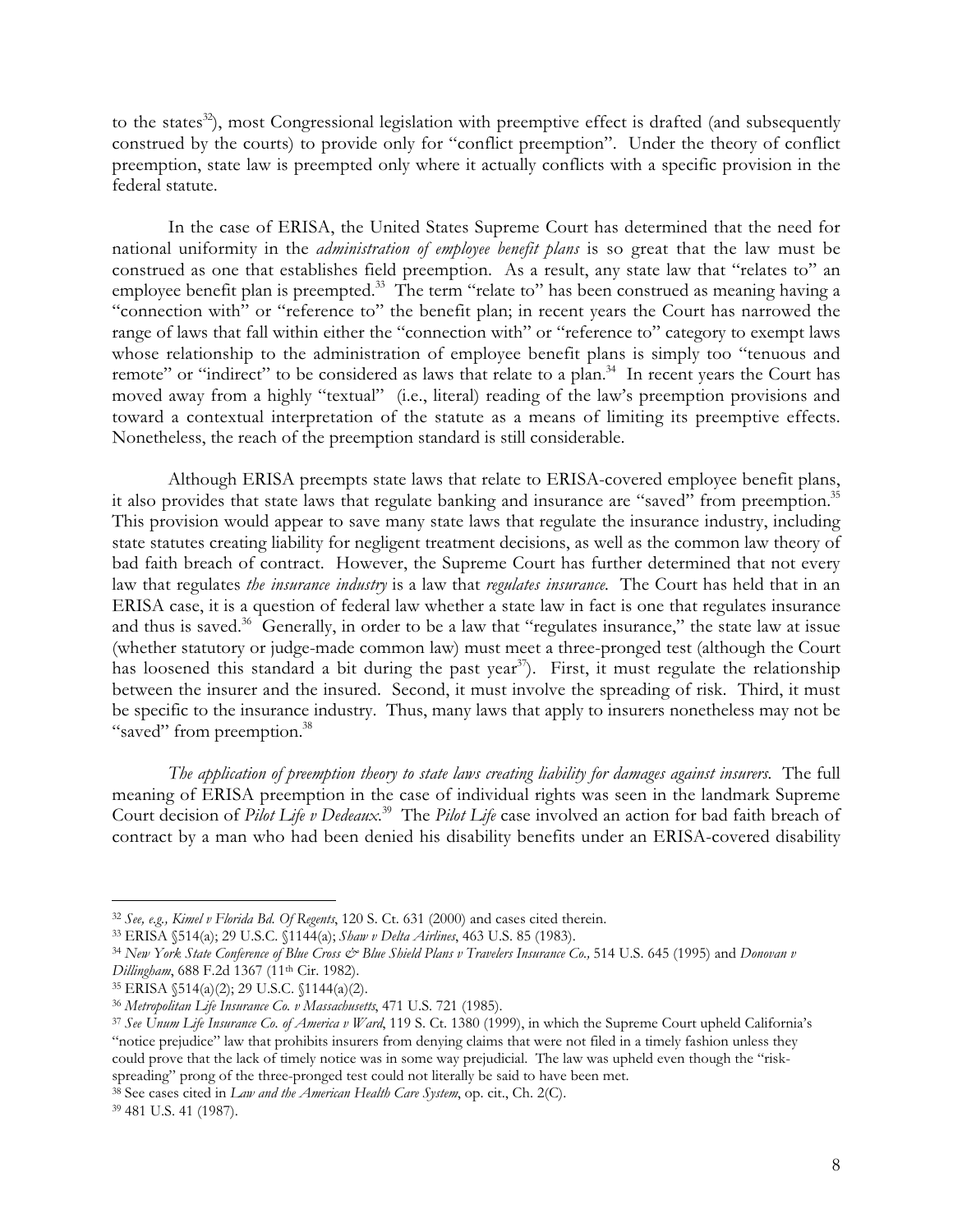to the states[32]), most Congressional legislation with preemptive effect is drafted (and subsequently construed by the courts) to provide only for "conflict preemption". Under the theory of conflict preemption, state law is preempted only where it actually conflicts with a specific provision in the federal statute.

In the case of ERISA, the United States Supreme Court has determined that the need for national uniformity in the *administration of employee benefit plans* is so great that the law must be construed as one that establishes field preemption. As a result, any state law that "relates to" an employee benefit plan is preempted.[33] The term "relate to" has been construed as meaning having a "connection with" or "reference to" the benefit plan; in recent years the Court has narrowed the range of laws that fall within either the "connection with" or "reference to" category to exempt laws whose relationship to the administration of employee benefit plans is simply too "tenuous and remote" or "indirect" to be considered as laws that relate to a plan.[34] In recent years the Court has moved away from a highly "textual" (i.e., literal) reading of the law's preemption provisions and toward a contextual interpretation of the statute as a means of limiting its preemptive effects. Nonetheless, the reach of the preemption standard is still considerable.

Although ERISA preempts state laws that relate to ERISA-covered employee benefit plans, it also provides that state laws that regulate banking and insurance are "saved" from preemption.[35] This provision would appear to save many state laws that regulate the insurance industry, including state statutes creating liability for negligent treatment decisions, as well as the common law theory of bad faith breach of contract. However, the Supreme Court has further determined that not every law that regulates *the insurance industry* is a law that *regulates insurance*. The Court has held that in an ERISA case, it is a question of federal law whether a state law in fact is one that regulates insurance and thus is saved.[36] Generally, in order to be a law that "regulates insurance," the state law at issue (whether statutory or judge-made common law) must meet a three-pronged test (although the Court has loosened this standard a bit during the past year[37]). First, it must regulate the relationship between the insurer and the insured. Second, it must involve the spreading of risk. Third, it must be specific to the insurance industry. Thus, many laws that apply to insurers nonetheless may not be "saved" from preemption.[38]

*The application of preemption theory to state laws creating liability for damages against insurers.* The full meaning of ERISA preemption in the case of individual rights was seen in the landmark Supreme Court decision of *Pilot Life v Dedeaux*.[39] The *Pilot Life* case involved an action for bad faith breach of contract by a man who had been denied his disability benefits under an ERISA-covered disability

---

[32] *See, e.g., Kimel v Florida Bd. Of Regents*, 120 S. Ct. 631 (2000) and cases cited therein.

[33] ERISA §514(a); 29 U.S.C. §1144(a); *Shaw v Delta Airlines*, 463 U.S. 85 (1983).

[34] *New York State Conference of Blue Cross & Blue Shield Plans v Travelers Insurance Co.,* 514 U.S. 645 (1995) and *Donovan v Dillingham*, 688 F.2d 1367 (11th Cir. 1982).

[35] ERISA §514(a)(2); 29 U.S.C. §1144(a)(2).

[36] *Metropolitan Life Insurance Co. v Massachusetts*, 471 U.S. 721 (1985).

[37] *See Unum Life Insurance Co. of America v Ward*, 119 S. Ct. 1380 (1999), in which the Supreme Court upheld California's "notice prejudice" law that prohibits insurers from denying claims that were not filed in a timely fashion unless they could prove that the lack of timely notice was in some way prejudicial. The law was upheld even though the "risk-spreading" prong of the three-pronged test could not literally be said to have been met.

[38] See cases cited in *Law and the American Health Care System*, op. cit., Ch. 2(C).

[39] 481 U.S. 41 (1987).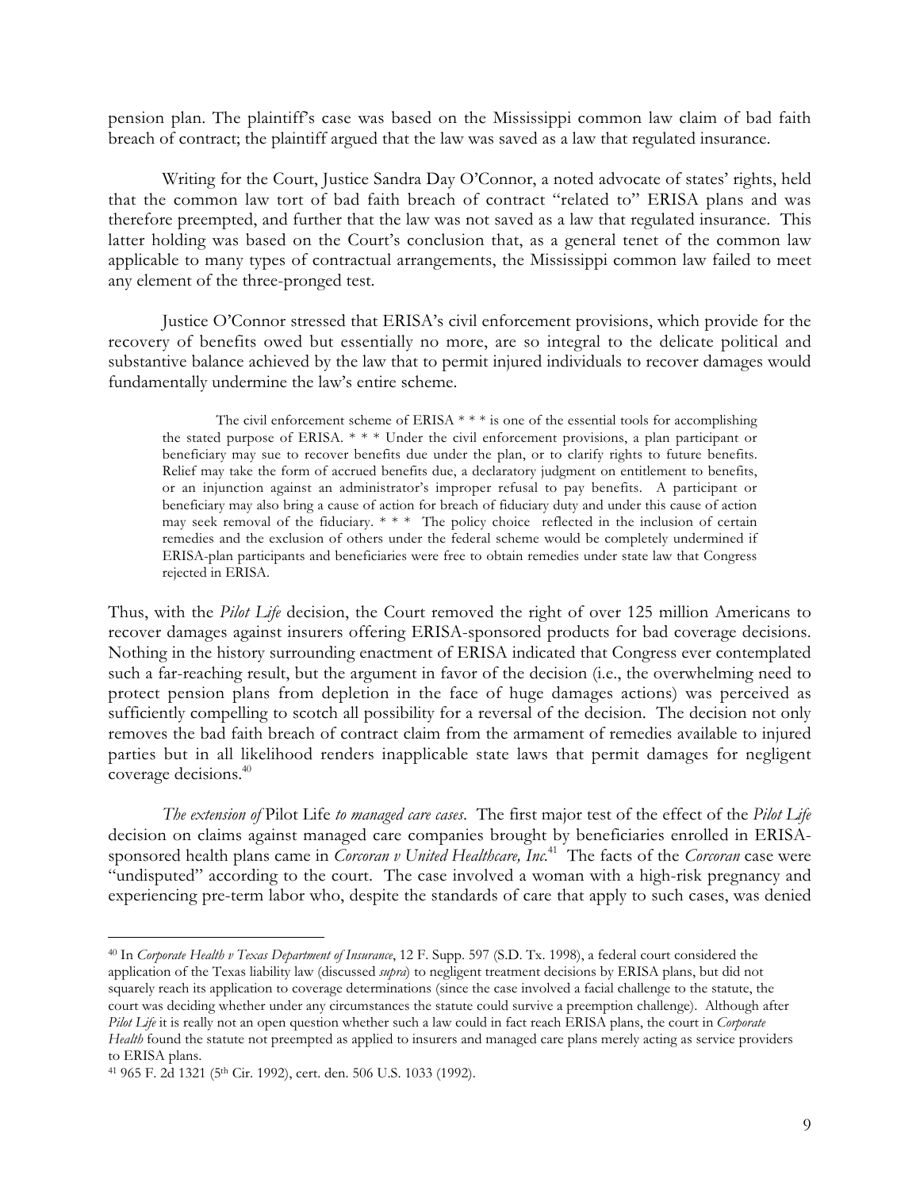pension plan. The plaintiff's case was based on the Mississippi common law claim of bad faith breach of contract; the plaintiff argued that the law was saved as a law that regulated insurance.

Writing for the Court, Justice Sandra Day O'Connor, a noted advocate of states' rights, held that the common law tort of bad faith breach of contract "related to" ERISA plans and was therefore preempted, and further that the law was not saved as a law that regulated insurance. This latter holding was based on the Court's conclusion that, as a general tenet of the common law applicable to many types of contractual arrangements, the Mississippi common law failed to meet any element of the three-pronged test.

Justice O'Connor stressed that ERISA's civil enforcement provisions, which provide for the recovery of benefits owed but essentially no more, are so integral to the delicate political and substantive balance achieved by the law that to permit injured individuals to recover damages would fundamentally undermine the law's entire scheme.

> The civil enforcement scheme of ERISA * * * is one of the essential tools for accomplishing the stated purpose of ERISA. * * * Under the civil enforcement provisions, a plan participant or beneficiary may sue to recover benefits due under the plan, or to clarify rights to future benefits. Relief may take the form of accrued benefits due, a declaratory judgment on entitlement to benefits, or an injunction against an administrator's improper refusal to pay benefits. A participant or beneficiary may also bring a cause of action for breach of fiduciary duty and under this cause of action may seek removal of the fiduciary. * * * The policy choice reflected in the inclusion of certain remedies and the exclusion of others under the federal scheme would be completely undermined if ERISA-plan participants and beneficiaries were free to obtain remedies under state law that Congress rejected in ERISA.

Thus, with the *Pilot Life* decision, the Court removed the right of over 125 million Americans to recover damages against insurers offering ERISA-sponsored products for bad coverage decisions. Nothing in the history surrounding enactment of ERISA indicated that Congress ever contemplated such a far-reaching result, but the argument in favor of the decision (i.e., the overwhelming need to protect pension plans from depletion in the face of huge damages actions) was perceived as sufficiently compelling to scotch all possibility for a reversal of the decision. The decision not only removes the bad faith breach of contract claim from the armament of remedies available to injured parties but in all likelihood renders inapplicable state laws that permit damages for negligent coverage decisions.[40]

*The extension of* Pilot Life *to managed care cases*. The first major test of the effect of the *Pilot Life* decision on claims against managed care companies brought by beneficiaries enrolled in ERISA-sponsored health plans came in *Corcoran v United Healthcare, Inc.*[41] The facts of the *Corcoran* case were "undisputed" according to the court. The case involved a woman with a high-risk pregnancy and experiencing pre-term labor who, despite the standards of care that apply to such cases, was denied

---

[40] In *Corporate Health v Texas Department of Insurance*, 12 F. Supp. 597 (S.D. Tx. 1998), a federal court considered the application of the Texas liability law (discussed *supra*) to negligent treatment decisions by ERISA plans, but did not squarely reach its application to coverage determinations (since the case involved a facial challenge to the statute, the court was deciding whether under any circumstances the statute could survive a preemption challenge). Although after *Pilot Life* it is really not an open question whether such a law could in fact reach ERISA plans, the court in *Corporate Health* found the statute not preempted as applied to insurers and managed care plans merely acting as service providers to ERISA plans.

[41] 965 F. 2d 1321 (5th Cir. 1992), cert. den. 506 U.S. 1033 (1992).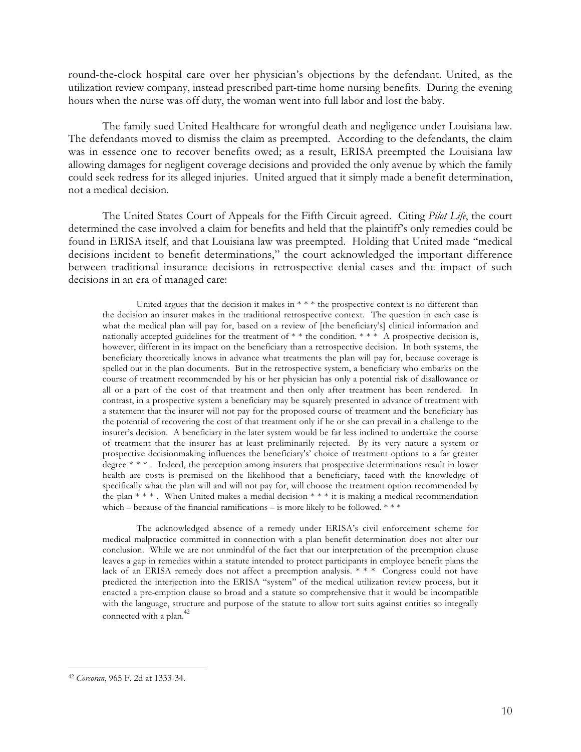round-the-clock hospital care over her physician's objections by the defendant. United, as the utilization review company, instead prescribed part-time home nursing benefits. During the evening hours when the nurse was off duty, the woman went into full labor and lost the baby.

The family sued United Healthcare for wrongful death and negligence under Louisiana law. The defendants moved to dismiss the claim as preempted. According to the defendants, the claim was in essence one to recover benefits owed; as a result, ERISA preempted the Louisiana law allowing damages for negligent coverage decisions and provided the only avenue by which the family could seek redress for its alleged injuries. United argued that it simply made a benefit determination, not a medical decision.

The United States Court of Appeals for the Fifth Circuit agreed. Citing *Pilot Life*, the court determined the case involved a claim for benefits and held that the plaintiff's only remedies could be found in ERISA itself, and that Louisiana law was preempted. Holding that United made "medical decisions incident to benefit determinations," the court acknowledged the important difference between traditional insurance decisions in retrospective denial cases and the impact of such decisions in an era of managed care:

> United argues that the decision it makes in * * * the prospective context is no different than the decision an insurer makes in the traditional retrospective context. The question in each case is what the medical plan will pay for, based on a review of [the beneficiary's] clinical information and nationally accepted guidelines for the treatment of * * the condition. * * * A prospective decision is, however, different in its impact on the beneficiary than a retrospective decision. In both systems, the beneficiary theoretically knows in advance what treatments the plan will pay for, because coverage is spelled out in the plan documents. But in the retrospective system, a beneficiary who embarks on the course of treatment recommended by his or her physician has only a potential risk of disallowance or all or a part of the cost of that treatment and then only after treatment has been rendered. In contrast, in a prospective system a beneficiary may be squarely presented in advance of treatment with a statement that the insurer will not pay for the proposed course of treatment and the beneficiary has the potential of recovering the cost of that treatment only if he or she can prevail in a challenge to the insurer's decision. A beneficiary in the later system would be far less inclined to undertake the course of treatment that the insurer has at least preliminarily rejected. By its very nature a system or prospective decisionmaking influences the beneficiary's' choice of treatment options to a far greater degree * * * . Indeed, the perception among insurers that prospective determinations result in lower health are costs is premised on the likelihood that a beneficiary, faced with the knowledge of specifically what the plan will and will not pay for, will choose the treatment option recommended by the plan * * * . When United makes a medial decision * * * it is making a medical recommendation which – because of the financial ramifications – is more likely to be followed. * * *
>
> The acknowledged absence of a remedy under ERISA's civil enforcement scheme for medical malpractice committed in connection with a plan benefit determination does not alter our conclusion. While we are not unmindful of the fact that our interpretation of the preemption clause leaves a gap in remedies within a statute intended to protect participants in employee benefit plans the lack of an ERISA remedy does not affect a preemption analysis. * * * Congress could not have predicted the interjection into the ERISA "system" of the medical utilization review process, but it enacted a pre-emption clause so broad and a statute so comprehensive that it would be incompatible with the language, structure and purpose of the statute to allow tort suits against entities so integrally connected with a plan.[42]

---

[42] *Corcoran*, 965 F. 2d at 1333-34.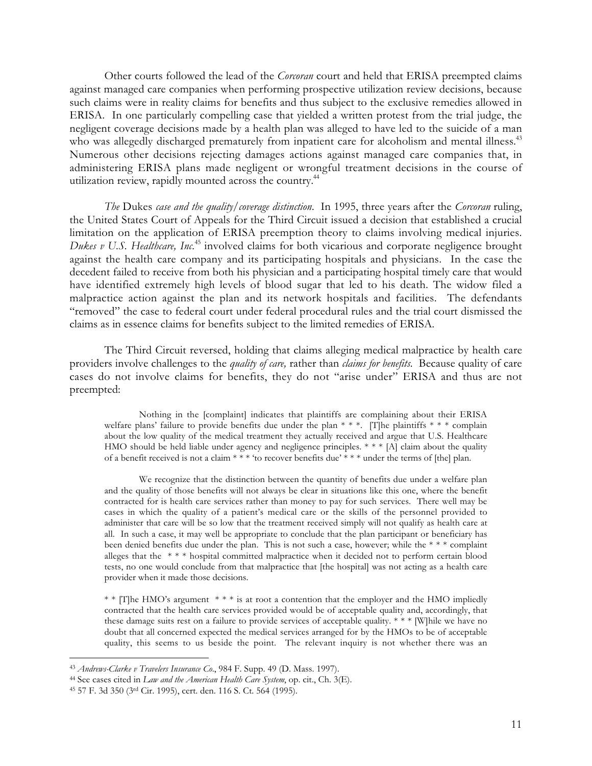Other courts followed the lead of the *Corcoran* court and held that ERISA preempted claims against managed care companies when performing prospective utilization review decisions, because such claims were in reality claims for benefits and thus subject to the exclusive remedies allowed in ERISA. In one particularly compelling case that yielded a written protest from the trial judge, the negligent coverage decisions made by a health plan was alleged to have led to the suicide of a man who was allegedly discharged prematurely from inpatient care for alcoholism and mental illness.[43] Numerous other decisions rejecting damages actions against managed care companies that, in administering ERISA plans made negligent or wrongful treatment decisions in the course of utilization review, rapidly mounted across the country.[44]

*The* Dukes *case and the quality/coverage distinction.* In 1995, three years after the *Corcoran* ruling, the United States Court of Appeals for the Third Circuit issued a decision that established a crucial limitation on the application of ERISA preemption theory to claims involving medical injuries. *Dukes v U.S. Healthcare, Inc.*[45] involved claims for both vicarious and corporate negligence brought against the health care company and its participating hospitals and physicians. In the case the decedent failed to receive from both his physician and a participating hospital timely care that would have identified extremely high levels of blood sugar that led to his death. The widow filed a malpractice action against the plan and its network hospitals and facilities. The defendants "removed" the case to federal court under federal procedural rules and the trial court dismissed the claims as in essence claims for benefits subject to the limited remedies of ERISA.

The Third Circuit reversed, holding that claims alleging medical malpractice by health care providers involve challenges to the *quality of care,* rather than *claims for benefits*. Because quality of care cases do not involve claims for benefits, they do not "arise under" ERISA and thus are not preempted:

> Nothing in the [complaint] indicates that plaintiffs are complaining about their ERISA welfare plans' failure to provide benefits due under the plan * * *. [T]he plaintiffs * * * complain about the low quality of the medical treatment they actually received and argue that U.S. Healthcare HMO should be held liable under agency and negligence principles. * * * [A] claim about the quality of a benefit received is not a claim * * * 'to recover benefits due' * * * under the terms of [the] plan.
>
> We recognize that the distinction between the quantity of benefits due under a welfare plan and the quality of those benefits will not always be clear in situations like this one, where the benefit contracted for is health care services rather than money to pay for such services. There well may be cases in which the quality of a patient's medical care or the skills of the personnel provided to administer that care will be so low that the treatment received simply will not qualify as health care at all. In such a case, it may well be appropriate to conclude that the plan participant or beneficiary has been denied benefits due under the plan. This is not such a case, however; while the * * * complaint alleges that the * * * hospital committed malpractice when it decided not to perform certain blood tests, no one would conclude from that malpractice that [the hospital] was not acting as a health care provider when it made those decisions.
>
> * * [T]he HMO's argument * * * is at root a contention that the employer and the HMO impliedly contracted that the health care services provided would be of acceptable quality and, accordingly, that these damage suits rest on a failure to provide services of acceptable quality. * * * [W]hile we have no doubt that all concerned expected the medical services arranged for by the HMOs to be of acceptable quality, this seems to us beside the point. The relevant inquiry is not whether there was an

---

[43] *Andrews-Clarke v Travelers Insurance Co.*, 984 F. Supp. 49 (D. Mass. 1997).

[44] See cases cited in *Law and the American Health Care System*, op. cit., Ch. 3(E).

[45] 57 F. 3d 350 (3rd Cir. 1995), cert. den. 116 S. Ct. 564 (1995).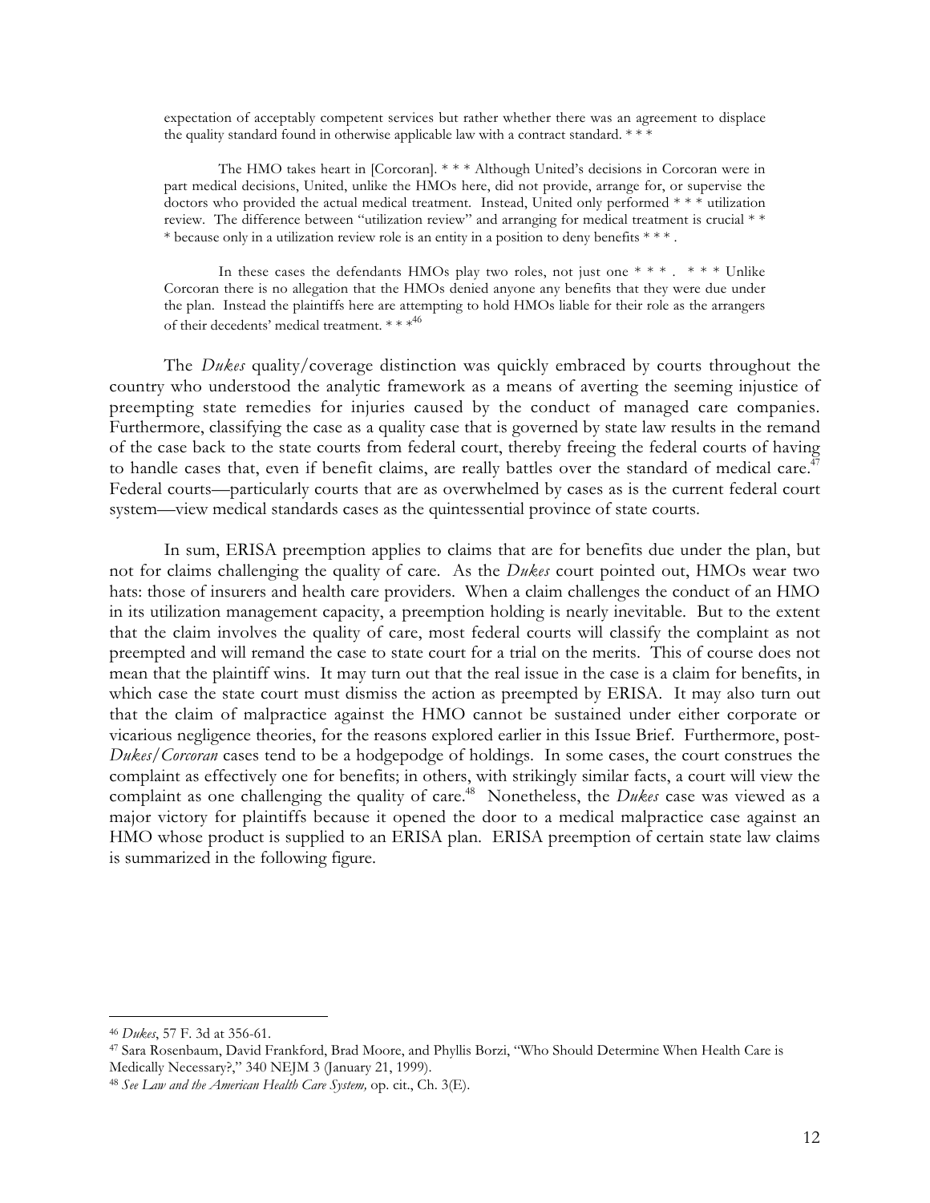> expectation of acceptably competent services but rather whether there was an agreement to displace the quality standard found in otherwise applicable law with a contract standard. * * *
>
> The HMO takes heart in [Corcoran]. * * * Although United's decisions in Corcoran were in part medical decisions, United, unlike the HMOs here, did not provide, arrange for, or supervise the doctors who provided the actual medical treatment. Instead, United only performed * * * utilization review. The difference between "utilization review" and arranging for medical treatment is crucial * * * because only in a utilization review role is an entity in a position to deny benefits * * * .
>
> In these cases the defendants HMOs play two roles, not just one * * * . * * * Unlike Corcoran there is no allegation that the HMOs denied anyone any benefits that they were due under the plan. Instead the plaintiffs here are attempting to hold HMOs liable for their role as the arrangers of their decedents' medical treatment. * * *[46]

The *Dukes* quality/coverage distinction was quickly embraced by courts throughout the country who understood the analytic framework as a means of averting the seeming injustice of preempting state remedies for injuries caused by the conduct of managed care companies. Furthermore, classifying the case as a quality case that is governed by state law results in the remand of the case back to the state courts from federal court, thereby freeing the federal courts of having to handle cases that, even if benefit claims, are really battles over the standard of medical care.[47] Federal courts—particularly courts that are as overwhelmed by cases as is the current federal court system—view medical standards cases as the quintessential province of state courts.

In sum, ERISA preemption applies to claims that are for benefits due under the plan, but not for claims challenging the quality of care. As the *Dukes* court pointed out, HMOs wear two hats: those of insurers and health care providers. When a claim challenges the conduct of an HMO in its utilization management capacity, a preemption holding is nearly inevitable. But to the extent that the claim involves the quality of care, most federal courts will classify the complaint as not preempted and will remand the case to state court for a trial on the merits. This of course does not mean that the plaintiff wins. It may turn out that the real issue in the case is a claim for benefits, in which case the state court must dismiss the action as preempted by ERISA. It may also turn out that the claim of malpractice against the HMO cannot be sustained under either corporate or vicarious negligence theories, for the reasons explored earlier in this Issue Brief. Furthermore, post-*Dukes/Corcoran* cases tend to be a hodgepodge of holdings. In some cases, the court construes the complaint as effectively one for benefits; in others, with strikingly similar facts, a court will view the complaint as one challenging the quality of care.[48] Nonetheless, the *Dukes* case was viewed as a major victory for plaintiffs because it opened the door to a medical malpractice case against an HMO whose product is supplied to an ERISA plan. ERISA preemption of certain state law claims is summarized in the following figure.

---

[46] *Dukes*, 57 F. 3d at 356-61.

[47] Sara Rosenbaum, David Frankford, Brad Moore, and Phyllis Borzi, "Who Should Determine When Health Care is Medically Necessary?," 340 NEJM 3 (January 21, 1999).

[48] *See Law and the American Health Care System,* op. cit., Ch. 3(E).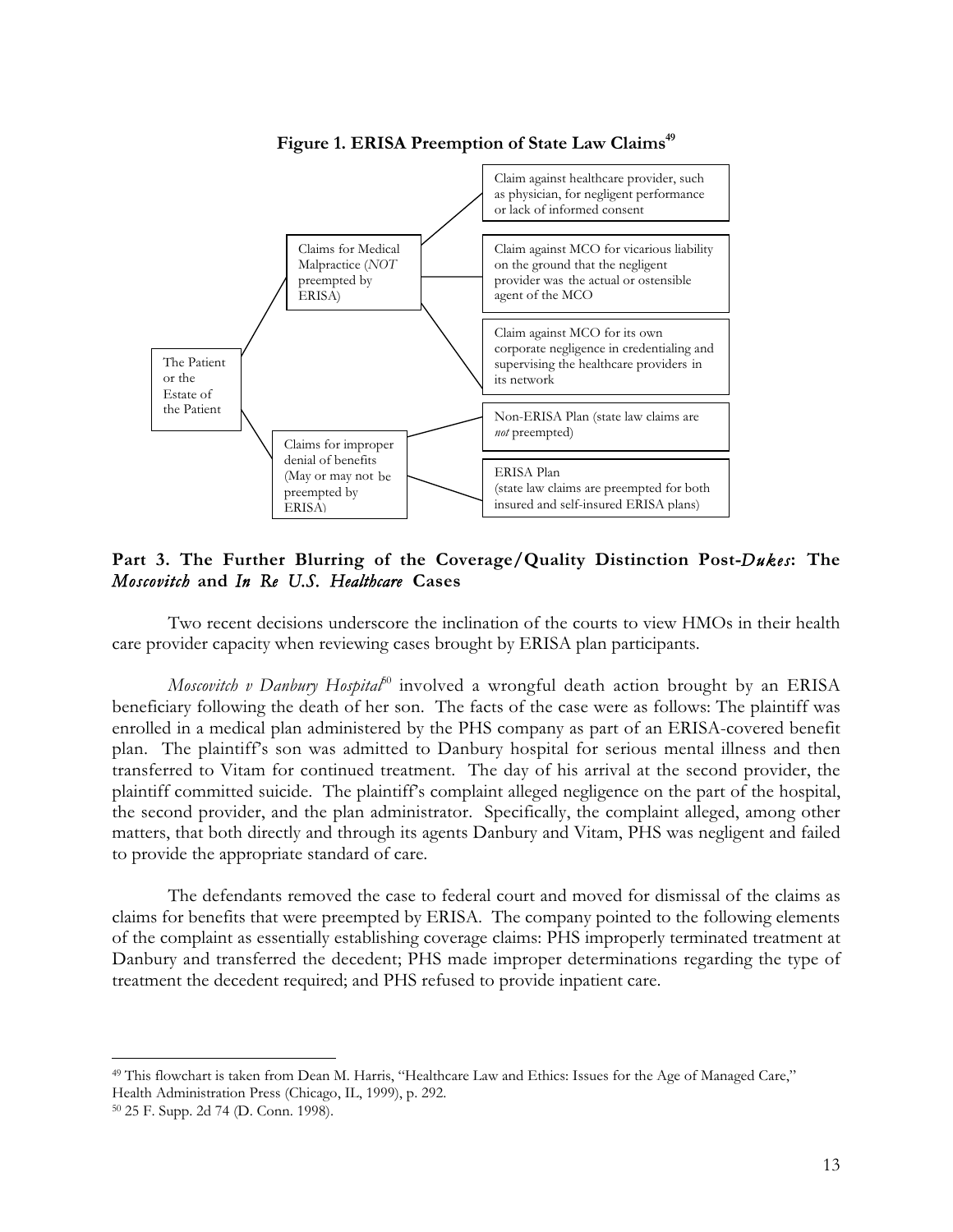**Figure 1. ERISA Preemption of State Law Claims**[49]

The Patient or the Estate of the Patient

- Claims for Medical Malpractice (*NOT* preempted by ERISA)
  - Claim against healthcare provider, such as physician, for negligent performance or lack of informed consent
  - Claim against MCO for vicarious liability on the ground that the negligent provider was the actual or ostensible agent of the MCO
  - Claim against MCO for its own corporate negligence in credentialing and supervising the healthcare providers in its network
- Claims for improper denial of benefits (May or may not be preempted by ERISA)
  - Non-ERISA Plan (state law claims are *not* preempted)
  - ERISA Plan (state law claims are preempted for both insured and self-insured ERISA plans)

## Part 3. The Further Blurring of the Coverage/Quality Distinction Post-*Dukes*: The *Moscovitch* and *In Re U.S. Healthcare* Cases

Two recent decisions underscore the inclination of the courts to view HMOs in their health care provider capacity when reviewing cases brought by ERISA plan participants.

*Moscovitch v Danbury Hospital*[50] involved a wrongful death action brought by an ERISA beneficiary following the death of her son. The facts of the case were as follows: The plaintiff was enrolled in a medical plan administered by the PHS company as part of an ERISA-covered benefit plan. The plaintiff's son was admitted to Danbury hospital for serious mental illness and then transferred to Vitam for continued treatment. The day of his arrival at the second provider, the plaintiff committed suicide. The plaintiff's complaint alleged negligence on the part of the hospital, the second provider, and the plan administrator. Specifically, the complaint alleged, among other matters, that both directly and through its agents Danbury and Vitam, PHS was negligent and failed to provide the appropriate standard of care.

The defendants removed the case to federal court and moved for dismissal of the claims as claims for benefits that were preempted by ERISA. The company pointed to the following elements of the complaint as essentially establishing coverage claims: PHS improperly terminated treatment at Danbury and transferred the decedent; PHS made improper determinations regarding the type of treatment the decedent required; and PHS refused to provide inpatient care.

---

[49] This flowchart is taken from Dean M. Harris, "Healthcare Law and Ethics: Issues for the Age of Managed Care," Health Administration Press (Chicago, IL, 1999), p. 292.

[50] 25 F. Supp. 2d 74 (D. Conn. 1998).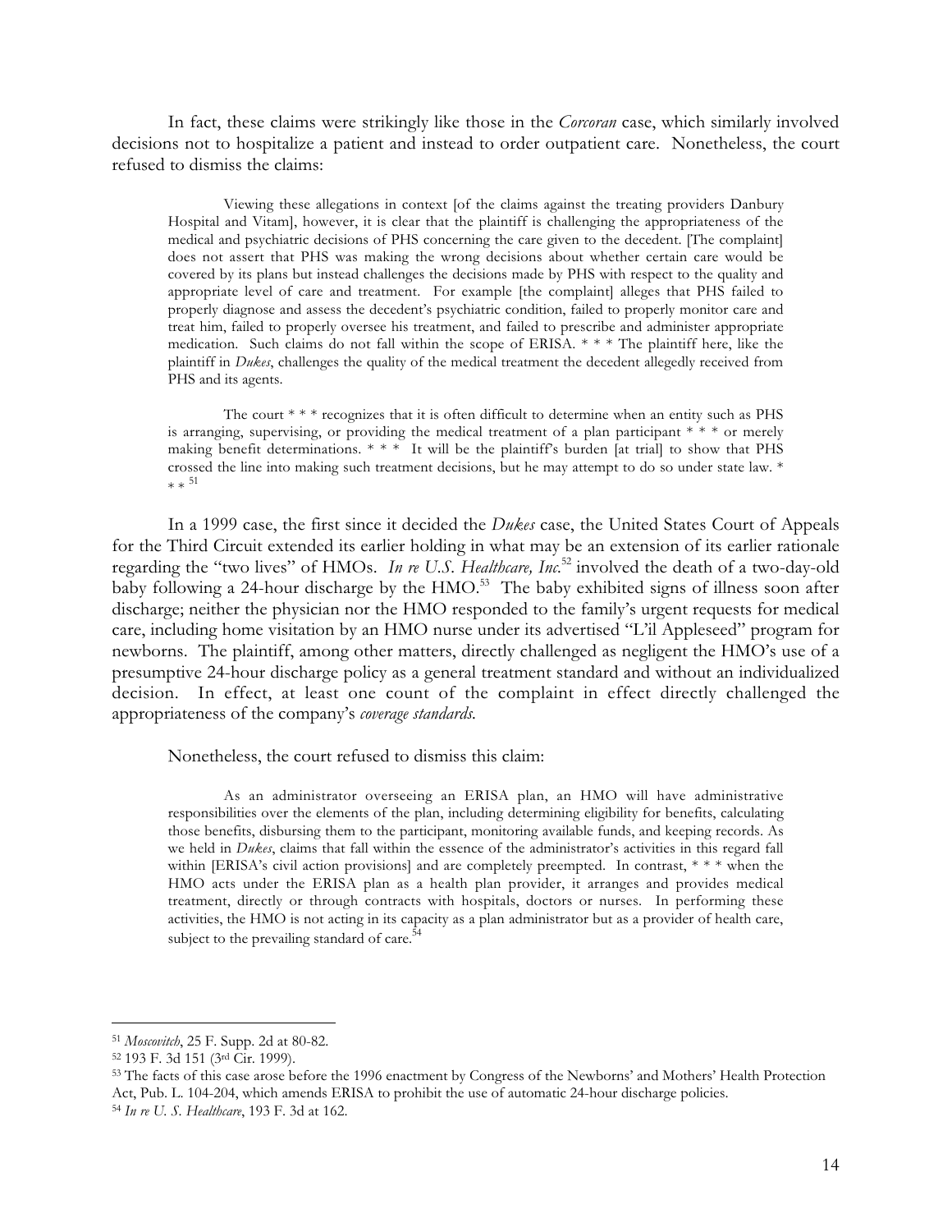In fact, these claims were strikingly like those in the *Corcoran* case, which similarly involved decisions not to hospitalize a patient and instead to order outpatient care. Nonetheless, the court refused to dismiss the claims:

> Viewing these allegations in context [of the claims against the treating providers Danbury Hospital and Vitam], however, it is clear that the plaintiff is challenging the appropriateness of the medical and psychiatric decisions of PHS concerning the care given to the decedent. [The complaint] does not assert that PHS was making the wrong decisions about whether certain care would be covered by its plans but instead challenges the decisions made by PHS with respect to the quality and appropriate level of care and treatment. For example [the complaint] alleges that PHS failed to properly diagnose and assess the decedent's psychiatric condition, failed to properly monitor care and treat him, failed to properly oversee his treatment, and failed to prescribe and administer appropriate medication. Such claims do not fall within the scope of ERISA. * * * The plaintiff here, like the plaintiff in *Dukes*, challenges the quality of the medical treatment the decedent allegedly received from PHS and its agents.
>
> The court * * * recognizes that it is often difficult to determine when an entity such as PHS is arranging, supervising, or providing the medical treatment of a plan participant * * * or merely making benefit determinations. * * * It will be the plaintiff's burden [at trial] to show that PHS crossed the line into making such treatment decisions, but he may attempt to do so under state law. * * * [51]

In a 1999 case, the first since it decided the *Dukes* case, the United States Court of Appeals for the Third Circuit extended its earlier holding in what may be an extension of its earlier rationale regarding the "two lives" of HMOs. *In re U.S. Healthcare, Inc.*[52] involved the death of a two-day-old baby following a 24-hour discharge by the HMO.[53] The baby exhibited signs of illness soon after discharge; neither the physician nor the HMO responded to the family's urgent requests for medical care, including home visitation by an HMO nurse under its advertised "L'il Appleseed" program for newborns. The plaintiff, among other matters, directly challenged as negligent the HMO's use of a presumptive 24-hour discharge policy as a general treatment standard and without an individualized decision. In effect, at least one count of the complaint in effect directly challenged the appropriateness of the company's *coverage standards*.

Nonetheless, the court refused to dismiss this claim:

> As an administrator overseeing an ERISA plan, an HMO will have administrative responsibilities over the elements of the plan, including determining eligibility for benefits, calculating those benefits, disbursing them to the participant, monitoring available funds, and keeping records. As we held in *Dukes*, claims that fall within the essence of the administrator's activities in this regard fall within [ERISA's civil action provisions] and are completely preempted. In contrast, * * * when the HMO acts under the ERISA plan as a health plan provider, it arranges and provides medical treatment, directly or through contracts with hospitals, doctors or nurses. In performing these activities, the HMO is not acting in its capacity as a plan administrator but as a provider of health care, subject to the prevailing standard of care.[54]

---

[51] *Moscovitch*, 25 F. Supp. 2d at 80-82.

[52] 193 F. 3d 151 (3rd Cir. 1999).

[53] The facts of this case arose before the 1996 enactment by Congress of the Newborns' and Mothers' Health Protection Act, Pub. L. 104-204, which amends ERISA to prohibit the use of automatic 24-hour discharge policies.

[54] *In re U. S. Healthcare*, 193 F. 3d at 162.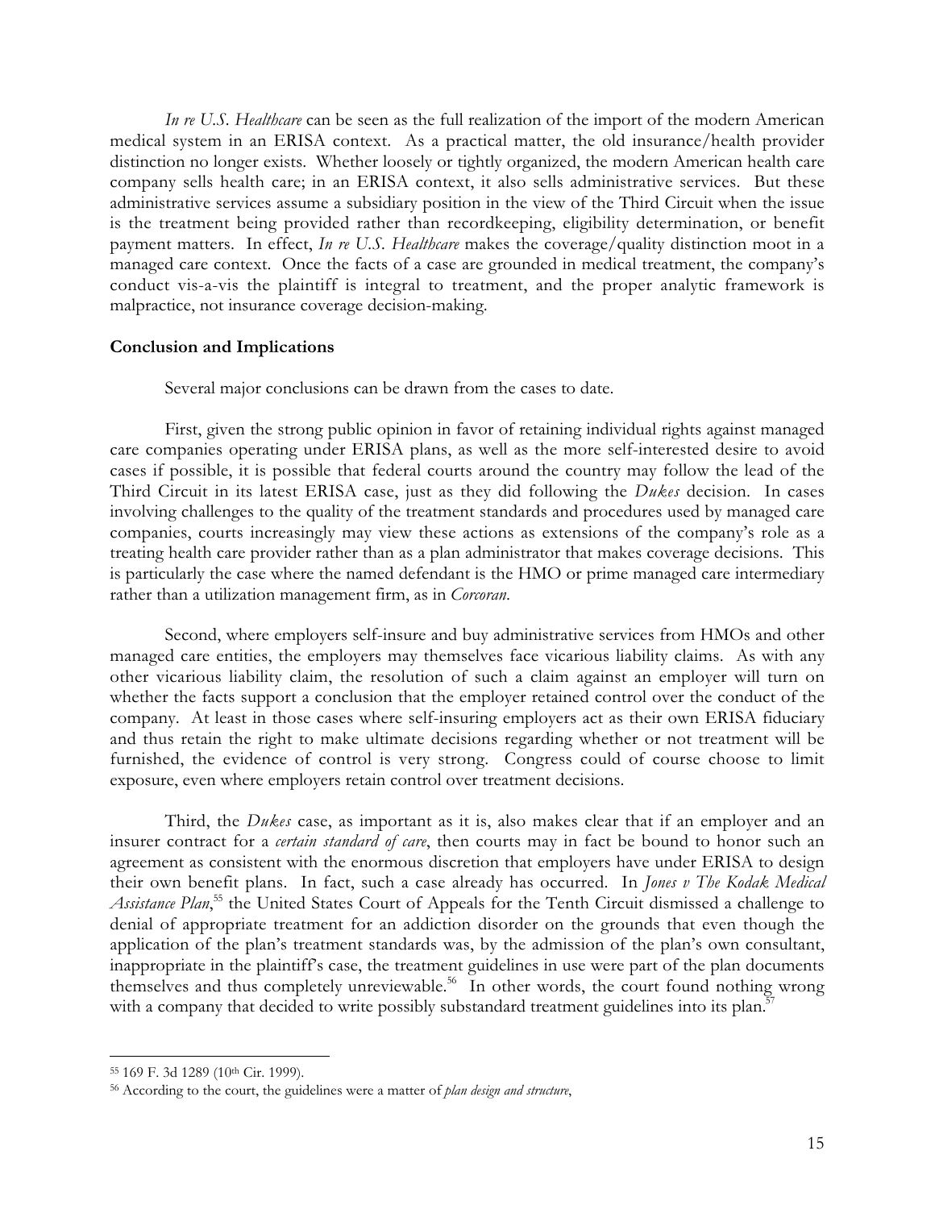*In re U.S. Healthcare* can be seen as the full realization of the import of the modern American medical system in an ERISA context. As a practical matter, the old insurance/health provider distinction no longer exists. Whether loosely or tightly organized, the modern American health care company sells health care; in an ERISA context, it also sells administrative services. But these administrative services assume a subsidiary position in the view of the Third Circuit when the issue is the treatment being provided rather than recordkeeping, eligibility determination, or benefit payment matters. In effect, *In re U.S. Healthcare* makes the coverage/quality distinction moot in a managed care context. Once the facts of a case are grounded in medical treatment, the company's conduct vis-a-vis the plaintiff is integral to treatment, and the proper analytic framework is malpractice, not insurance coverage decision-making.

**Conclusion and Implications**

Several major conclusions can be drawn from the cases to date.

First, given the strong public opinion in favor of retaining individual rights against managed care companies operating under ERISA plans, as well as the more self-interested desire to avoid cases if possible, it is possible that federal courts around the country may follow the lead of the Third Circuit in its latest ERISA case, just as they did following the *Dukes* decision. In cases involving challenges to the quality of the treatment standards and procedures used by managed care companies, courts increasingly may view these actions as extensions of the company's role as a treating health care provider rather than as a plan administrator that makes coverage decisions. This is particularly the case where the named defendant is the HMO or prime managed care intermediary rather than a utilization management firm, as in *Corcoran*.

Second, where employers self-insure and buy administrative services from HMOs and other managed care entities, the employers may themselves face vicarious liability claims. As with any other vicarious liability claim, the resolution of such a claim against an employer will turn on whether the facts support a conclusion that the employer retained control over the conduct of the company. At least in those cases where self-insuring employers act as their own ERISA fiduciary and thus retain the right to make ultimate decisions regarding whether or not treatment will be furnished, the evidence of control is very strong. Congress could of course choose to limit exposure, even where employers retain control over treatment decisions.

Third, the *Dukes* case, as important as it is, also makes clear that if an employer and an insurer contract for a *certain standard of care*, then courts may in fact be bound to honor such an agreement as consistent with the enormous discretion that employers have under ERISA to design their own benefit plans. In fact, such a case already has occurred. In *Jones v The Kodak Medical Assistance Plan*,[55] the United States Court of Appeals for the Tenth Circuit dismissed a challenge to denial of appropriate treatment for an addiction disorder on the grounds that even though the application of the plan's treatment standards was, by the admission of the plan's own consultant, inappropriate in the plaintiff's case, the treatment guidelines in use were part of the plan documents themselves and thus completely unreviewable.[56] In other words, the court found nothing wrong with a company that decided to write possibly substandard treatment guidelines into its plan.[57]

---

[55] 169 F. 3d 1289 (10th Cir. 1999).

[56] According to the court, the guidelines were a matter of *plan design and structure*,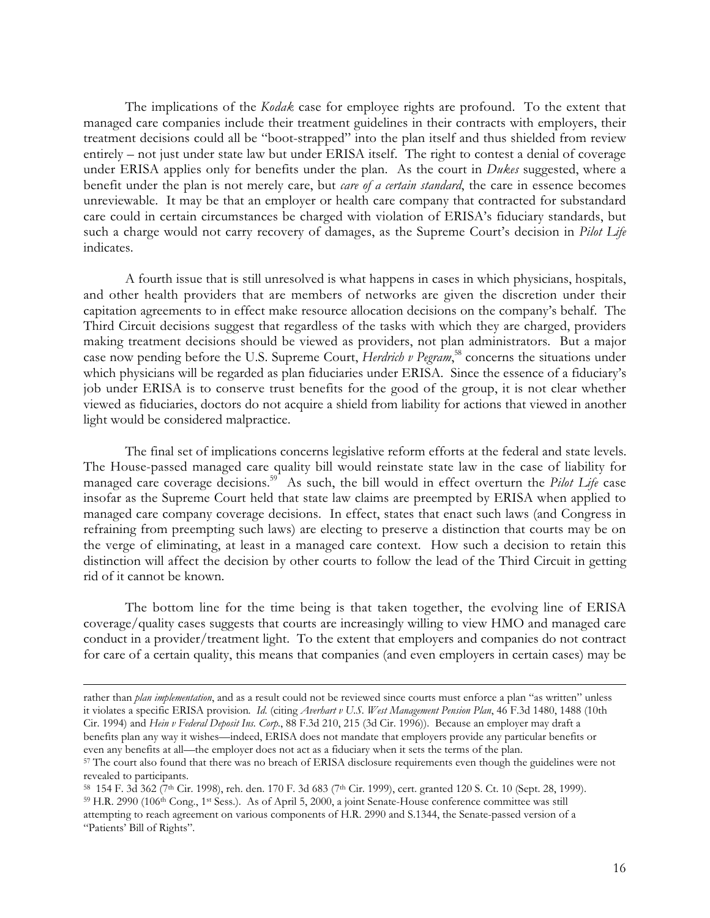The implications of the *Kodak* case for employee rights are profound. To the extent that managed care companies include their treatment guidelines in their contracts with employers, their treatment decisions could all be "boot-strapped" into the plan itself and thus shielded from review entirely – not just under state law but under ERISA itself. The right to contest a denial of coverage under ERISA applies only for benefits under the plan. As the court in *Dukes* suggested, where a benefit under the plan is not merely care, but *care of a certain standard*, the care in essence becomes unreviewable. It may be that an employer or health care company that contracted for substandard care could in certain circumstances be charged with violation of ERISA's fiduciary standards, but such a charge would not carry recovery of damages, as the Supreme Court's decision in *Pilot Life* indicates.

A fourth issue that is still unresolved is what happens in cases in which physicians, hospitals, and other health providers that are members of networks are given the discretion under their capitation agreements to in effect make resource allocation decisions on the company's behalf. The Third Circuit decisions suggest that regardless of the tasks with which they are charged, providers making treatment decisions should be viewed as providers, not plan administrators. But a major case now pending before the U.S. Supreme Court, *Herdrich v Pegram*,[58] concerns the situations under which physicians will be regarded as plan fiduciaries under ERISA. Since the essence of a fiduciary's job under ERISA is to conserve trust benefits for the good of the group, it is not clear whether viewed as fiduciaries, doctors do not acquire a shield from liability for actions that viewed in another light would be considered malpractice.

The final set of implications concerns legislative reform efforts at the federal and state levels. The House-passed managed care quality bill would reinstate state law in the case of liability for managed care coverage decisions.[59] As such, the bill would in effect overturn the *Pilot Life* case insofar as the Supreme Court held that state law claims are preempted by ERISA when applied to managed care company coverage decisions. In effect, states that enact such laws (and Congress in refraining from preempting such laws) are electing to preserve a distinction that courts may be on the verge of eliminating, at least in a managed care context. How such a decision to retain this distinction will affect the decision by other courts to follow the lead of the Third Circuit in getting rid of it cannot be known.

The bottom line for the time being is that taken together, the evolving line of ERISA coverage/quality cases suggests that courts are increasingly willing to view HMO and managed care conduct in a provider/treatment light. To the extent that employers and companies do not contract for care of a certain quality, this means that companies (and even employers in certain cases) may be

---

rather than *plan implementation*, and as a result could not be reviewed since courts must enforce a plan "as written" unless it violates a specific ERISA provision. *Id.* (citing *Averhart v U.S. West Management Pension Plan*, 46 F.3d 1480, 1488 (10th Cir. 1994) and *Hein v Federal Deposit Ins. Corp.*, 88 F.3d 210, 215 (3d Cir. 1996)). Because an employer may draft a benefits plan any way it wishes—indeed, ERISA does not mandate that employers provide any particular benefits or even any benefits at all—the employer does not act as a fiduciary when it sets the terms of the plan.

[57] The court also found that there was no breach of ERISA disclosure requirements even though the guidelines were not revealed to participants.

[58] 154 F. 3d 362 (7th Cir. 1998), reh. den. 170 F. 3d 683 (7th Cir. 1999), cert. granted 120 S. Ct. 10 (Sept. 28, 1999).

[59] H.R. 2990 (106th Cong., 1st Sess.). As of April 5, 2000, a joint Senate-House conference committee was still attempting to reach agreement on various components of H.R. 2990 and S.1344, the Senate-passed version of a "Patients' Bill of Rights".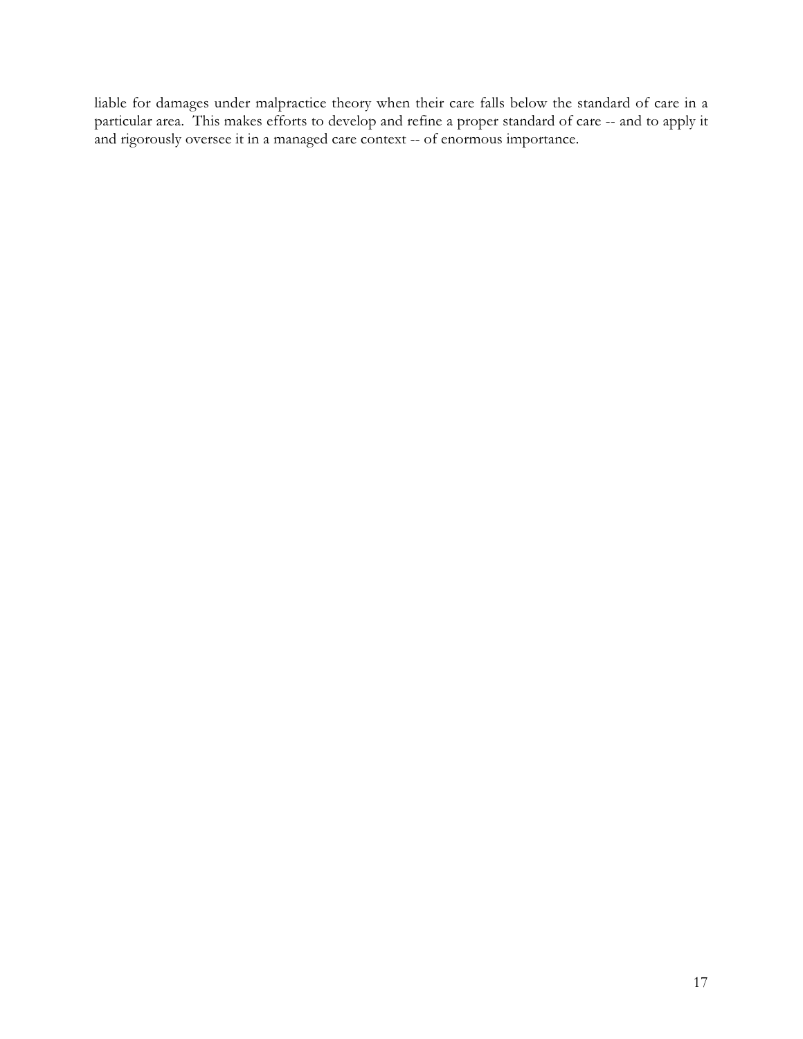liable for damages under malpractice theory when their care falls below the standard of care in a particular area. This makes efforts to develop and refine a proper standard of care -- and to apply it and rigorously oversee it in a managed care context -- of enormous importance.